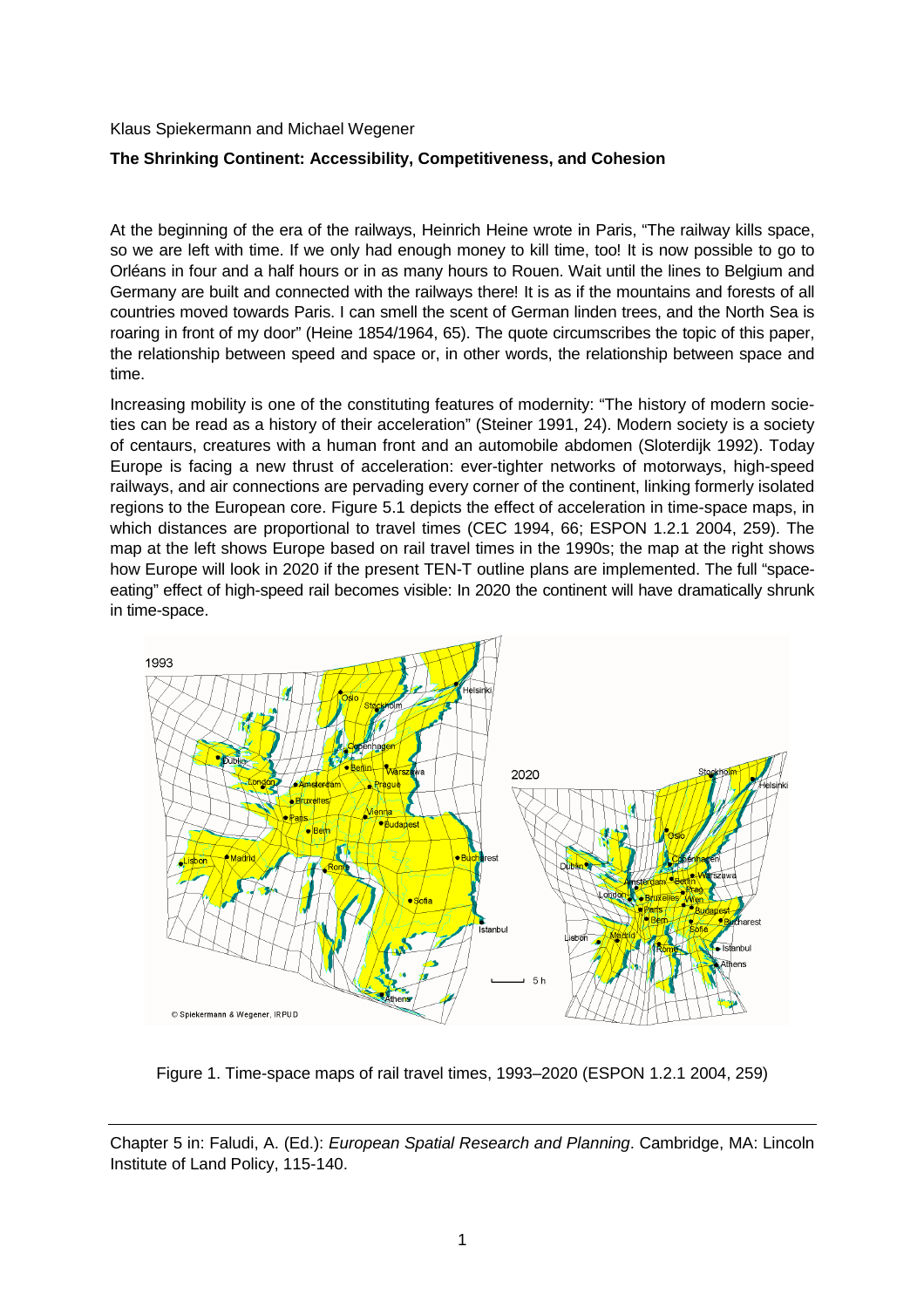Klaus Spiekermann and Michael Wegener

**The Shrinking Continent: Accessibility, Competitiveness, and Cohesion**

At the beginning of the era of the railways, Heinrich Heine wrote in Paris, "The railway kills space, so we are left with time. If we only had enough money to kill time, too! It is now possible to go to Orléans in four and a half hours or in as many hours to Rouen. Wait until the lines to Belgium and Germany are built and connected with the railways there! It is as if the mountains and forests of all countries moved towards Paris. I can smell the scent of German linden trees, and the North Sea is roaring in front of my door" (Heine 1854/1964, 65). The quote circumscribes the topic of this paper, the relationship between speed and space or, in other words, the relationship between space and time.

Increasing mobility is one of the constituting features of modernity: "The history of modern societies can be read as a history of their acceleration" (Steiner 1991, 24). Modern society is a society of centaurs, creatures with a human front and an automobile abdomen (Sloterdijk 1992). Today Europe is facing a new thrust of acceleration: ever-tighter networks of motorways, high-speed railways, and air connections are pervading every corner of the continent, linking formerly isolated regions to the European core. Figure 5.1 depicts the effect of acceleration in time-space maps, in which distances are proportional to travel times (CEC 1994, 66; ESPON 1.2.1 2004, 259). The map at the left shows Europe based on rail travel times in the 1990s; the map at the right shows how Europe will look in 2020 if the present TEN-T outline plans are implemented. The full "space-eating" effect of high-speed rail becomes visible: In 2020 the continent will have dramatically shrunk in time-space.

Figure 1. Time-space maps of rail travel times, 1993–2020 (ESPON 1.2.1 2004, 259)

---

Chapter 5 in: Faludi, A. (Ed.): *European Spatial Research and Planning*. Cambridge, MA: Lincoln Institute of Land Policy, 115-140.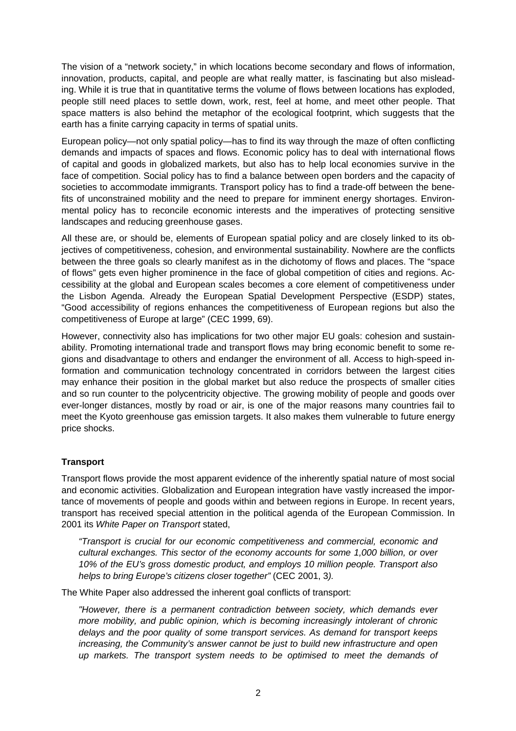The vision of a "network society," in which locations become secondary and flows of information, innovation, products, capital, and people are what really matter, is fascinating but also misleading. While it is true that in quantitative terms the volume of flows between locations has exploded, people still need places to settle down, work, rest, feel at home, and meet other people. That space matters is also behind the metaphor of the ecological footprint, which suggests that the earth has a finite carrying capacity in terms of spatial units.

European policy—not only spatial policy—has to find its way through the maze of often conflicting demands and impacts of spaces and flows. Economic policy has to deal with international flows of capital and goods in globalized markets, but also has to help local economies survive in the face of competition. Social policy has to find a balance between open borders and the capacity of societies to accommodate immigrants. Transport policy has to find a trade-off between the benefits of unconstrained mobility and the need to prepare for imminent energy shortages. Environmental policy has to reconcile economic interests and the imperatives of protecting sensitive landscapes and reducing greenhouse gases.

All these are, or should be, elements of European spatial policy and are closely linked to its objectives of competitiveness, cohesion, and environmental sustainability. Nowhere are the conflicts between the three goals so clearly manifest as in the dichotomy of flows and places. The "space of flows" gets even higher prominence in the face of global competition of cities and regions. Accessibility at the global and European scales becomes a core element of competitiveness under the Lisbon Agenda. Already the European Spatial Development Perspective (ESDP) states, "Good accessibility of regions enhances the competitiveness of European regions but also the competitiveness of Europe at large" (CEC 1999, 69).

However, connectivity also has implications for two other major EU goals: cohesion and sustainability. Promoting international trade and transport flows may bring economic benefit to some regions and disadvantage to others and endanger the environment of all. Access to high-speed information and communication technology concentrated in corridors between the largest cities may enhance their position in the global market but also reduce the prospects of smaller cities and so run counter to the polycentricity objective. The growing mobility of people and goods over ever-longer distances, mostly by road or air, is one of the major reasons many countries fail to meet the Kyoto greenhouse gas emission targets. It also makes them vulnerable to future energy price shocks.

**Transport**

Transport flows provide the most apparent evidence of the inherently spatial nature of most social and economic activities. Globalization and European integration have vastly increased the importance of movements of people and goods within and between regions in Europe. In recent years, transport has received special attention in the political agenda of the European Commission. In 2001 its *White Paper on Transport* stated,

> *"Transport is crucial for our economic competitiveness and commercial, economic and cultural exchanges. This sector of the economy accounts for some 1,000 billion, or over 10% of the EU's gross domestic product, and employs 10 million people. Transport also helps to bring Europe's citizens closer together"* (CEC 2001, 3*).*

The White Paper also addressed the inherent goal conflicts of transport:

> *"However, there is a permanent contradiction between society, which demands ever more mobility, and public opinion, which is becoming increasingly intolerant of chronic delays and the poor quality of some transport services. As demand for transport keeps increasing, the Community's answer cannot be just to build new infrastructure and open up markets. The transport system needs to be optimised to meet the demands of*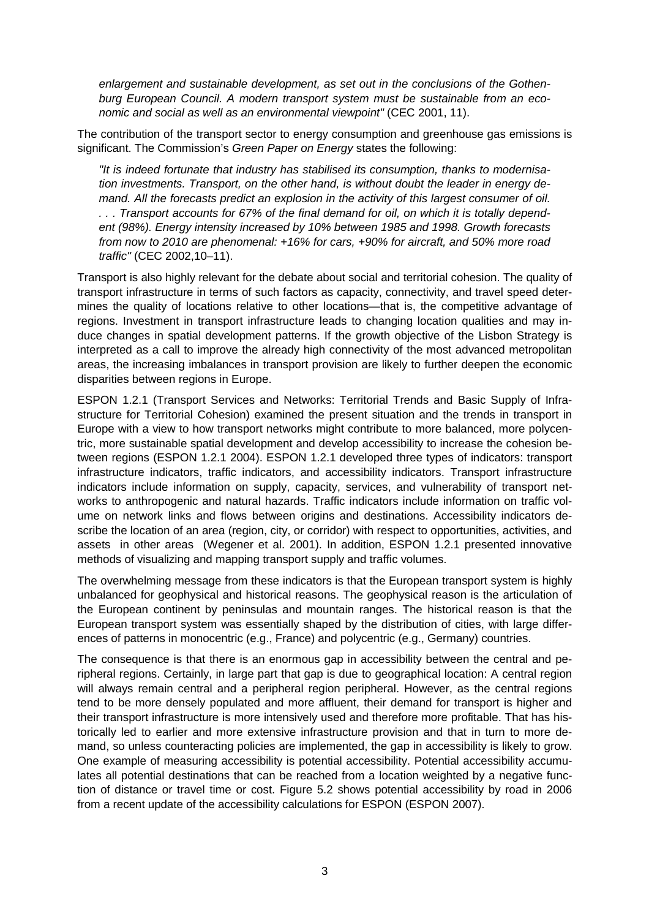*enlargement and sustainable development, as set out in the conclusions of the Gothenburg European Council. A modern transport system must be sustainable from an economic and social as well as an environmental viewpoint"* (CEC 2001, 11).

The contribution of the transport sector to energy consumption and greenhouse gas emissions is significant. The Commission's *Green Paper on Energy* states the following:

> *"It is indeed fortunate that industry has stabilised its consumption, thanks to modernisation investments. Transport, on the other hand, is without doubt the leader in energy demand. All the forecasts predict an explosion in the activity of this largest consumer of oil. . . . Transport accounts for 67% of the final demand for oil, on which it is totally dependent (98%). Energy intensity increased by 10% between 1985 and 1998. Growth forecasts from now to 2010 are phenomenal: +16% for cars, +90% for aircraft, and 50% more road traffic"* (CEC 2002,10–11).

Transport is also highly relevant for the debate about social and territorial cohesion. The quality of transport infrastructure in terms of such factors as capacity, connectivity, and travel speed determines the quality of locations relative to other locations—that is, the competitive advantage of regions. Investment in transport infrastructure leads to changing location qualities and may induce changes in spatial development patterns. If the growth objective of the Lisbon Strategy is interpreted as a call to improve the already high connectivity of the most advanced metropolitan areas, the increasing imbalances in transport provision are likely to further deepen the economic disparities between regions in Europe.

ESPON 1.2.1 (Transport Services and Networks: Territorial Trends and Basic Supply of Infrastructure for Territorial Cohesion) examined the present situation and the trends in transport in Europe with a view to how transport networks might contribute to more balanced, more polycentric, more sustainable spatial development and develop accessibility to increase the cohesion between regions (ESPON 1.2.1 2004). ESPON 1.2.1 developed three types of indicators: transport infrastructure indicators, traffic indicators, and accessibility indicators. Transport infrastructure indicators include information on supply, capacity, services, and vulnerability of transport networks to anthropogenic and natural hazards. Traffic indicators include information on traffic volume on network links and flows between origins and destinations. Accessibility indicators describe the location of an area (region, city, or corridor) with respect to opportunities, activities, and assets in other areas (Wegener et al. 2001). In addition, ESPON 1.2.1 presented innovative methods of visualizing and mapping transport supply and traffic volumes.

The overwhelming message from these indicators is that the European transport system is highly unbalanced for geophysical and historical reasons. The geophysical reason is the articulation of the European continent by peninsulas and mountain ranges. The historical reason is that the European transport system was essentially shaped by the distribution of cities, with large differences of patterns in monocentric (e.g., France) and polycentric (e.g., Germany) countries.

The consequence is that there is an enormous gap in accessibility between the central and peripheral regions. Certainly, in large part that gap is due to geographical location: A central region will always remain central and a peripheral region peripheral. However, as the central regions tend to be more densely populated and more affluent, their demand for transport is higher and their transport infrastructure is more intensively used and therefore more profitable. That has historically led to earlier and more extensive infrastructure provision and that in turn to more demand, so unless counteracting policies are implemented, the gap in accessibility is likely to grow. One example of measuring accessibility is potential accessibility. Potential accessibility accumulates all potential destinations that can be reached from a location weighted by a negative function of distance or travel time or cost. Figure 5.2 shows potential accessibility by road in 2006 from a recent update of the accessibility calculations for ESPON (ESPON 2007).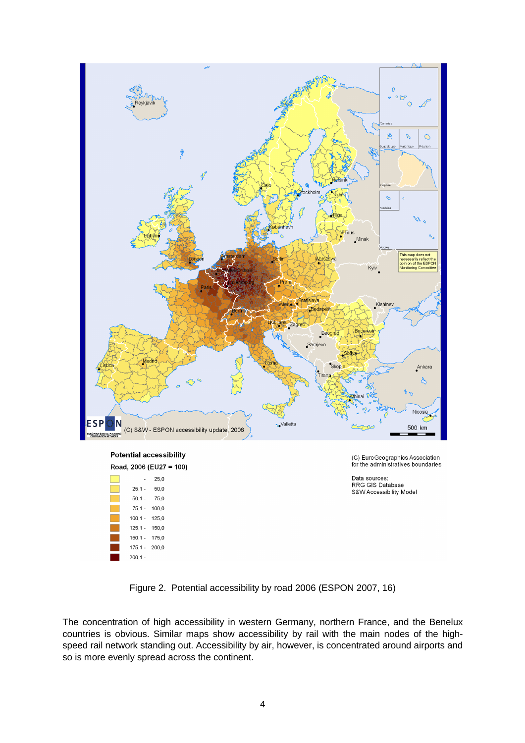Figure 2. Potential accessibility by road 2006 (ESPON 2007, 16)

The concentration of high accessibility in western Germany, northern France, and the Benelux countries is obvious. Similar maps show accessibility by rail with the main nodes of the high-speed rail network standing out. Accessibility by air, however, is concentrated around airports and so is more evenly spread across the continent.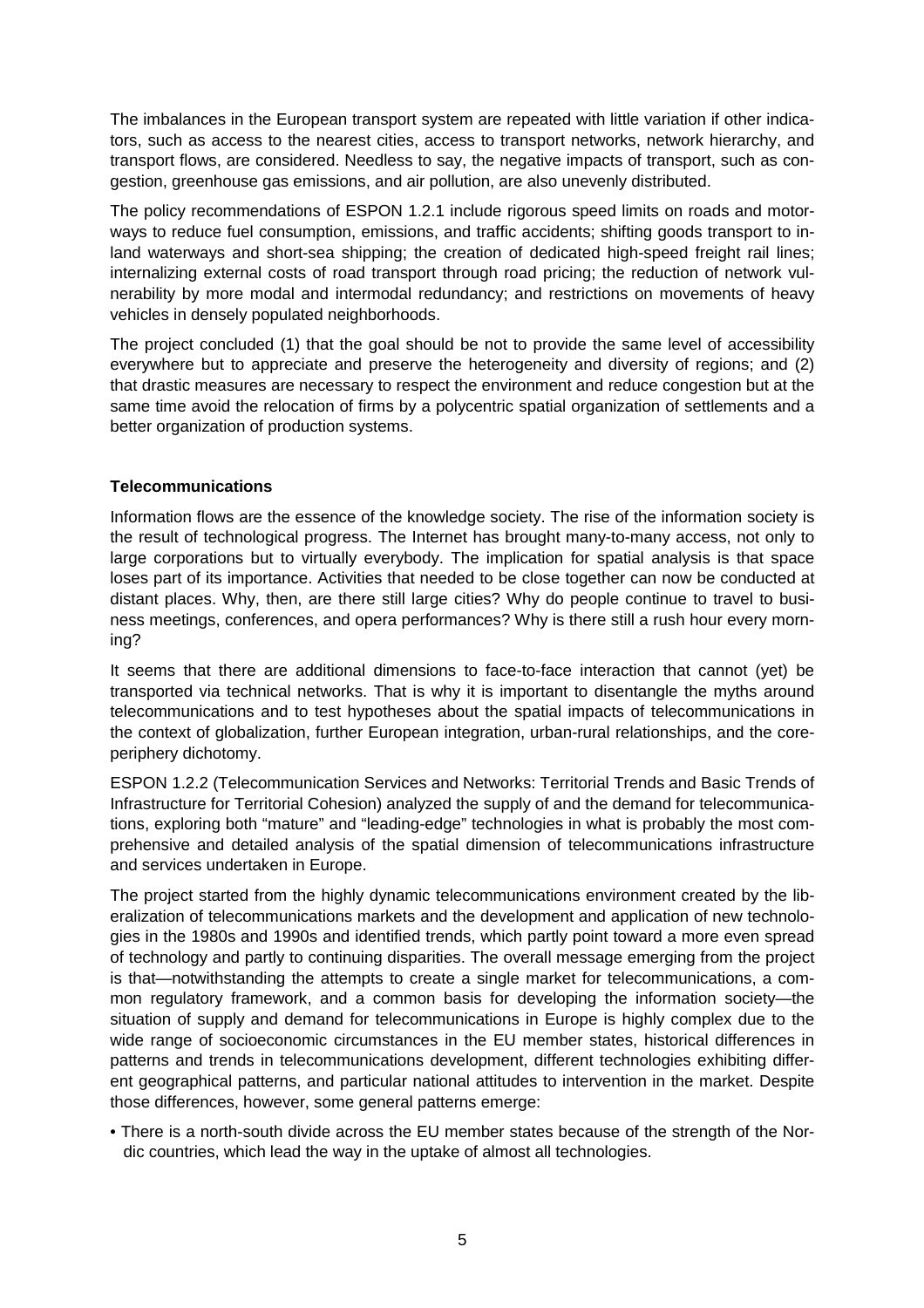The imbalances in the European transport system are repeated with little variation if other indicators, such as access to the nearest cities, access to transport networks, network hierarchy, and transport flows, are considered. Needless to say, the negative impacts of transport, such as congestion, greenhouse gas emissions, and air pollution, are also unevenly distributed.

The policy recommendations of ESPON 1.2.1 include rigorous speed limits on roads and motorways to reduce fuel consumption, emissions, and traffic accidents; shifting goods transport to inland waterways and short-sea shipping; the creation of dedicated high-speed freight rail lines; internalizing external costs of road transport through road pricing; the reduction of network vulnerability by more modal and intermodal redundancy; and restrictions on movements of heavy vehicles in densely populated neighborhoods.

The project concluded (1) that the goal should be not to provide the same level of accessibility everywhere but to appreciate and preserve the heterogeneity and diversity of regions; and (2) that drastic measures are necessary to respect the environment and reduce congestion but at the same time avoid the relocation of firms by a polycentric spatial organization of settlements and a better organization of production systems.

### Telecommunications

Information flows are the essence of the knowledge society. The rise of the information society is the result of technological progress. The Internet has brought many-to-many access, not only to large corporations but to virtually everybody. The implication for spatial analysis is that space loses part of its importance. Activities that needed to be close together can now be conducted at distant places. Why, then, are there still large cities? Why do people continue to travel to business meetings, conferences, and opera performances? Why is there still a rush hour every morning?

It seems that there are additional dimensions to face-to-face interaction that cannot (yet) be transported via technical networks. That is why it is important to disentangle the myths around telecommunications and to test hypotheses about the spatial impacts of telecommunications in the context of globalization, further European integration, urban-rural relationships, and the core-periphery dichotomy.

ESPON 1.2.2 (Telecommunication Services and Networks: Territorial Trends and Basic Trends of Infrastructure for Territorial Cohesion) analyzed the supply of and the demand for telecommunications, exploring both "mature" and "leading-edge" technologies in what is probably the most comprehensive and detailed analysis of the spatial dimension of telecommunications infrastructure and services undertaken in Europe.

The project started from the highly dynamic telecommunications environment created by the liberalization of telecommunications markets and the development and application of new technologies in the 1980s and 1990s and identified trends, which partly point toward a more even spread of technology and partly to continuing disparities. The overall message emerging from the project is that—notwithstanding the attempts to create a single market for telecommunications, a common regulatory framework, and a common basis for developing the information society—the situation of supply and demand for telecommunications in Europe is highly complex due to the wide range of socioeconomic circumstances in the EU member states, historical differences in patterns and trends in telecommunications development, different technologies exhibiting different geographical patterns, and particular national attitudes to intervention in the market. Despite those differences, however, some general patterns emerge:

- There is a north-south divide across the EU member states because of the strength of the Nordic countries, which lead the way in the uptake of almost all technologies.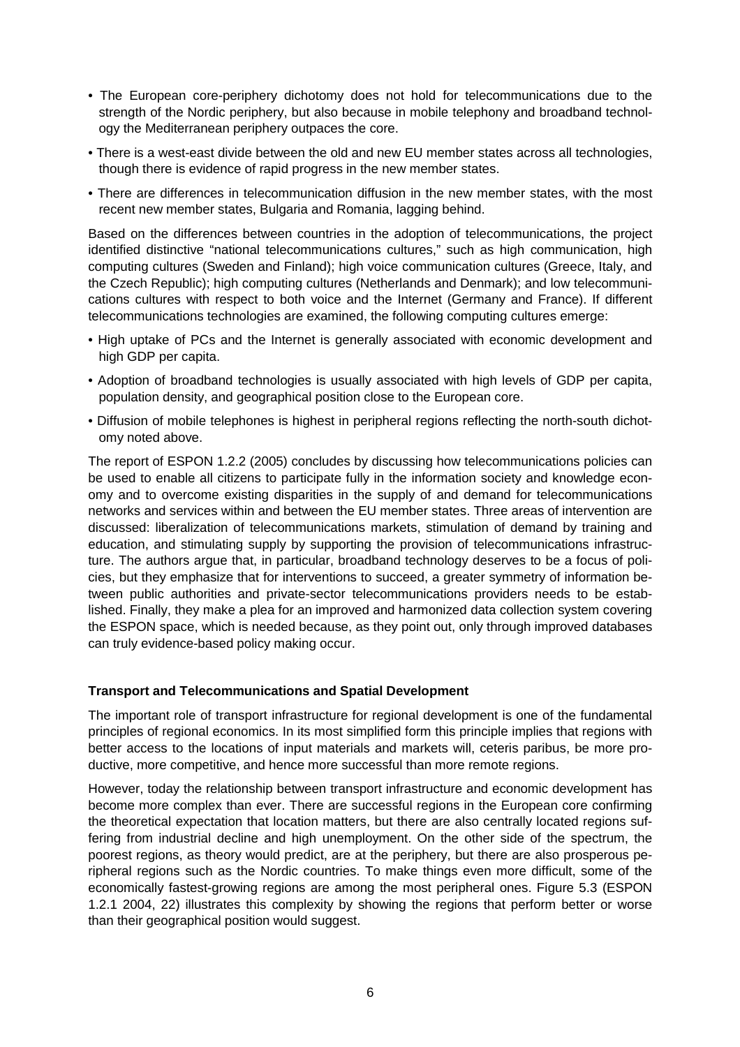- The European core-periphery dichotomy does not hold for telecommunications due to the strength of the Nordic periphery, but also because in mobile telephony and broadband technology the Mediterranean periphery outpaces the core.
- There is a west-east divide between the old and new EU member states across all technologies, though there is evidence of rapid progress in the new member states.
- There are differences in telecommunication diffusion in the new member states, with the most recent new member states, Bulgaria and Romania, lagging behind.

Based on the differences between countries in the adoption of telecommunications, the project identified distinctive "national telecommunications cultures," such as high communication, high computing cultures (Sweden and Finland); high voice communication cultures (Greece, Italy, and the Czech Republic); high computing cultures (Netherlands and Denmark); and low telecommunications cultures with respect to both voice and the Internet (Germany and France). If different telecommunications technologies are examined, the following computing cultures emerge:

- High uptake of PCs and the Internet is generally associated with economic development and high GDP per capita.
- Adoption of broadband technologies is usually associated with high levels of GDP per capita, population density, and geographical position close to the European core.
- Diffusion of mobile telephones is highest in peripheral regions reflecting the north-south dichotomy noted above.

The report of ESPON 1.2.2 (2005) concludes by discussing how telecommunications policies can be used to enable all citizens to participate fully in the information society and knowledge economy and to overcome existing disparities in the supply of and demand for telecommunications networks and services within and between the EU member states. Three areas of intervention are discussed: liberalization of telecommunications markets, stimulation of demand by training and education, and stimulating supply by supporting the provision of telecommunications infrastructure. The authors argue that, in particular, broadband technology deserves to be a focus of policies, but they emphasize that for interventions to succeed, a greater symmetry of information between public authorities and private-sector telecommunications providers needs to be established. Finally, they make a plea for an improved and harmonized data collection system covering the ESPON space, which is needed because, as they point out, only through improved databases can truly evidence-based policy making occur.

**Transport and Telecommunications and Spatial Development**

The important role of transport infrastructure for regional development is one of the fundamental principles of regional economics. In its most simplified form this principle implies that regions with better access to the locations of input materials and markets will, ceteris paribus, be more productive, more competitive, and hence more successful than more remote regions.

However, today the relationship between transport infrastructure and economic development has become more complex than ever. There are successful regions in the European core confirming the theoretical expectation that location matters, but there are also centrally located regions suffering from industrial decline and high unemployment. On the other side of the spectrum, the poorest regions, as theory would predict, are at the periphery, but there are also prosperous peripheral regions such as the Nordic countries. To make things even more difficult, some of the economically fastest-growing regions are among the most peripheral ones. Figure 5.3 (ESPON 1.2.1 2004, 22) illustrates this complexity by showing the regions that perform better or worse than their geographical position would suggest.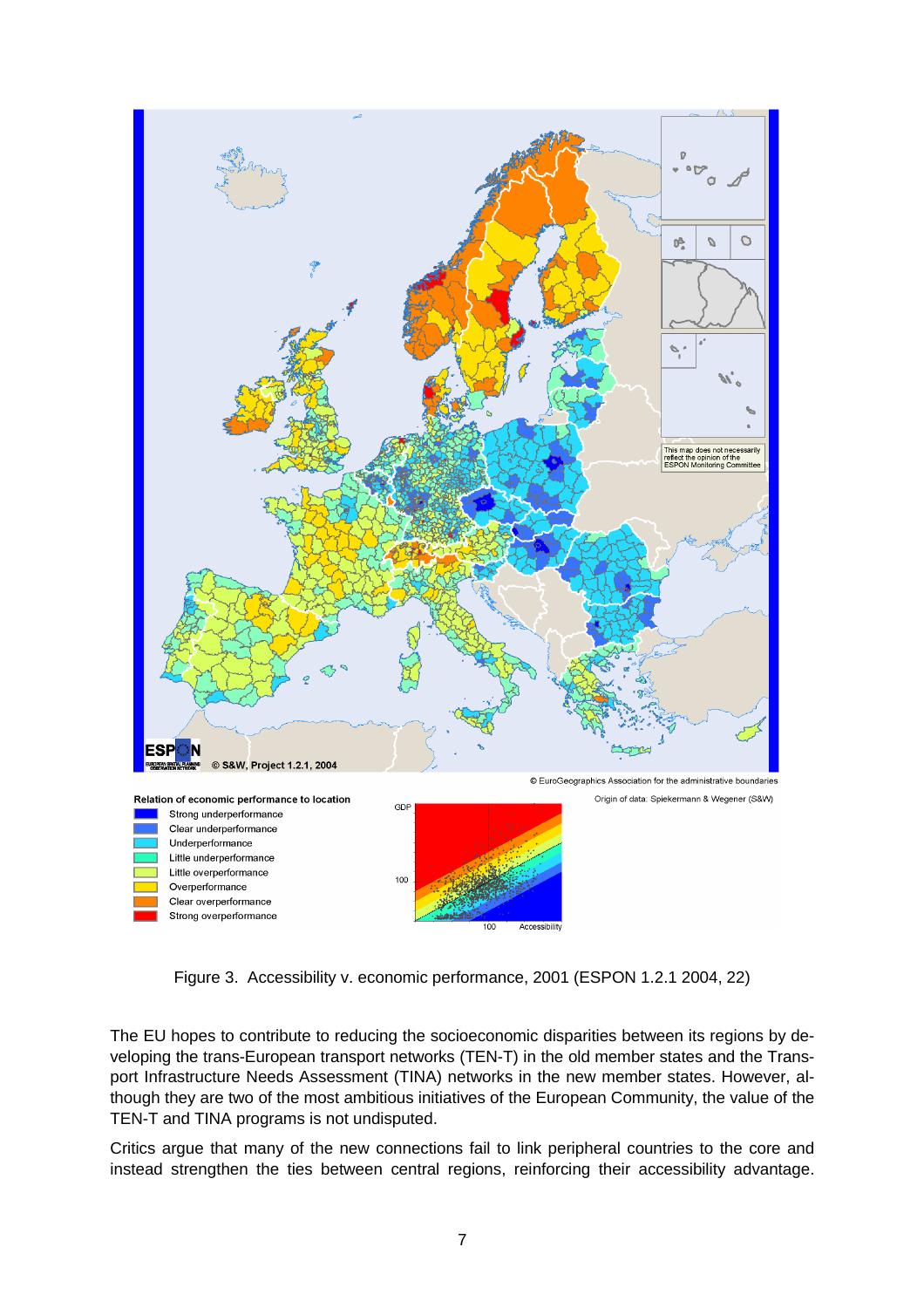Figure 3. Accessibility v. economic performance, 2001 (ESPON 1.2.1 2004, 22)

The EU hopes to contribute to reducing the socioeconomic disparities between its regions by developing the trans-European transport networks (TEN-T) in the old member states and the Transport Infrastructure Needs Assessment (TINA) networks in the new member states. However, although they are two of the most ambitious initiatives of the European Community, the value of the TEN-T and TINA programs is not undisputed.

Critics argue that many of the new connections fail to link peripheral countries to the core and instead strengthen the ties between central regions, reinforcing their accessibility advantage.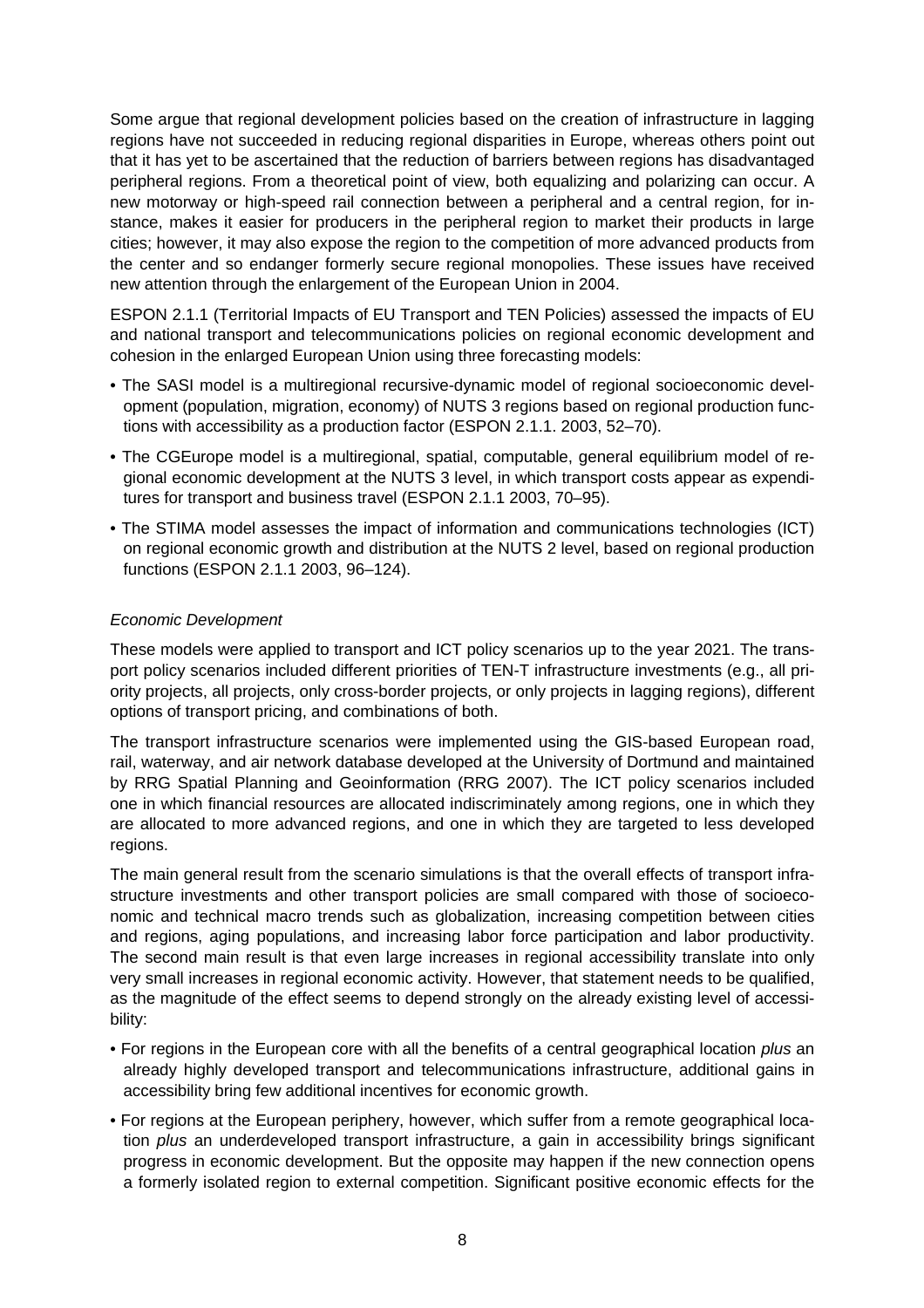Some argue that regional development policies based on the creation of infrastructure in lagging regions have not succeeded in reducing regional disparities in Europe, whereas others point out that it has yet to be ascertained that the reduction of barriers between regions has disadvantaged peripheral regions. From a theoretical point of view, both equalizing and polarizing can occur. A new motorway or high-speed rail connection between a peripheral and a central region, for instance, makes it easier for producers in the peripheral region to market their products in large cities; however, it may also expose the region to the competition of more advanced products from the center and so endanger formerly secure regional monopolies. These issues have received new attention through the enlargement of the European Union in 2004.

ESPON 2.1.1 (Territorial Impacts of EU Transport and TEN Policies) assessed the impacts of EU and national transport and telecommunications policies on regional economic development and cohesion in the enlarged European Union using three forecasting models:

- The SASI model is a multiregional recursive-dynamic model of regional socioeconomic development (population, migration, economy) of NUTS 3 regions based on regional production functions with accessibility as a production factor (ESPON 2.1.1. 2003, 52–70).
- The CGEurope model is a multiregional, spatial, computable, general equilibrium model of regional economic development at the NUTS 3 level, in which transport costs appear as expenditures for transport and business travel (ESPON 2.1.1 2003, 70–95).
- The STIMA model assesses the impact of information and communications technologies (ICT) on regional economic growth and distribution at the NUTS 2 level, based on regional production functions (ESPON 2.1.1 2003, 96–124).

*Economic Development*

These models were applied to transport and ICT policy scenarios up to the year 2021. The transport policy scenarios included different priorities of TEN-T infrastructure investments (e.g., all priority projects, all projects, only cross-border projects, or only projects in lagging regions), different options of transport pricing, and combinations of both.

The transport infrastructure scenarios were implemented using the GIS-based European road, rail, waterway, and air network database developed at the University of Dortmund and maintained by RRG Spatial Planning and Geoinformation (RRG 2007). The ICT policy scenarios included one in which financial resources are allocated indiscriminately among regions, one in which they are allocated to more advanced regions, and one in which they are targeted to less developed regions.

The main general result from the scenario simulations is that the overall effects of transport infrastructure investments and other transport policies are small compared with those of socioeconomic and technical macro trends such as globalization, increasing competition between cities and regions, aging populations, and increasing labor force participation and labor productivity. The second main result is that even large increases in regional accessibility translate into only very small increases in regional economic activity. However, that statement needs to be qualified, as the magnitude of the effect seems to depend strongly on the already existing level of accessibility:

- For regions in the European core with all the benefits of a central geographical location *plus* an already highly developed transport and telecommunications infrastructure, additional gains in accessibility bring few additional incentives for economic growth.
- For regions at the European periphery, however, which suffer from a remote geographical location *plus* an underdeveloped transport infrastructure, a gain in accessibility brings significant progress in economic development. But the opposite may happen if the new connection opens a formerly isolated region to external competition. Significant positive economic effects for the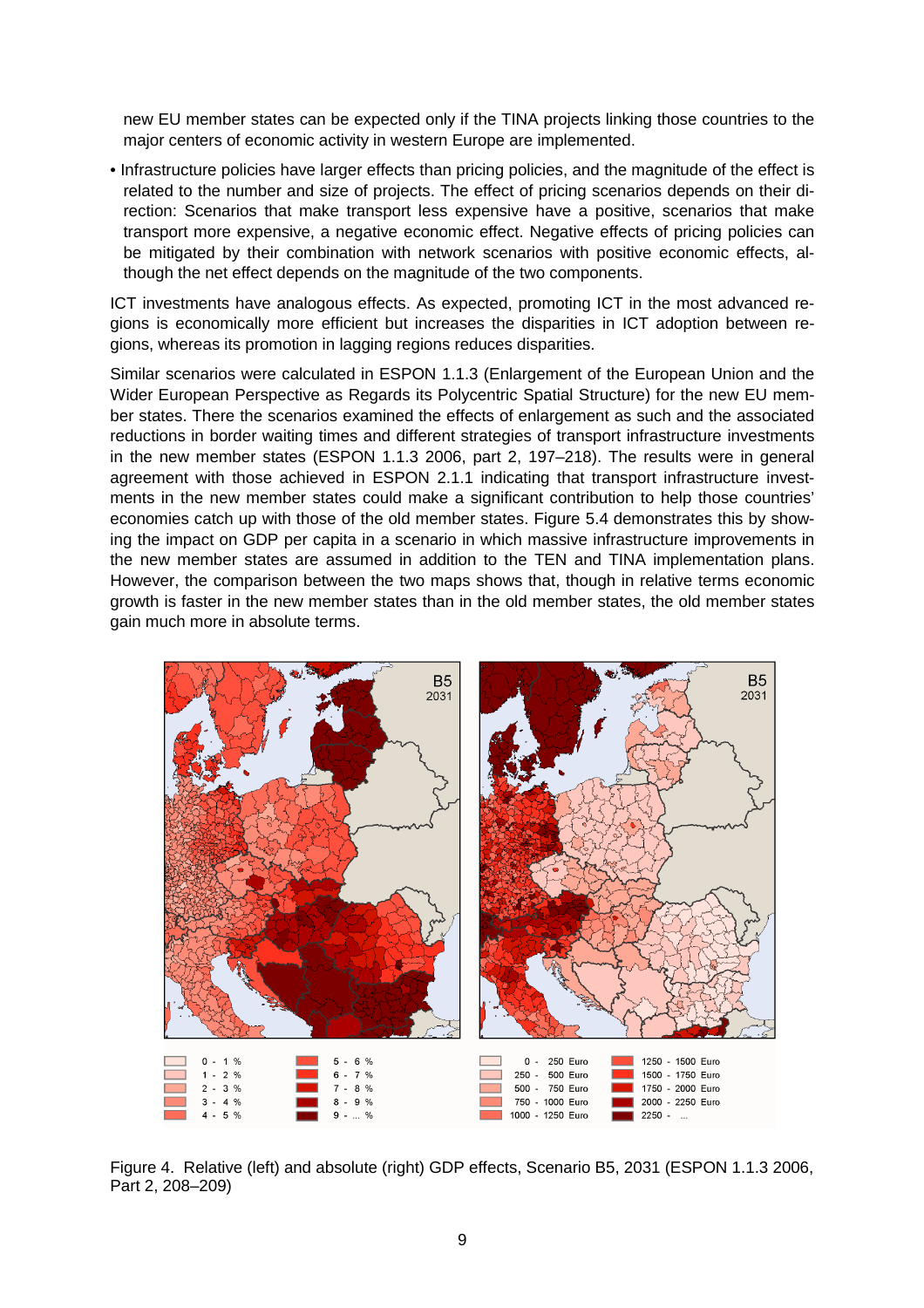new EU member states can be expected only if the TINA projects linking those countries to the major centers of economic activity in western Europe are implemented.

- Infrastructure policies have larger effects than pricing policies, and the magnitude of the effect is related to the number and size of projects. The effect of pricing scenarios depends on their direction: Scenarios that make transport less expensive have a positive, scenarios that make transport more expensive, a negative economic effect. Negative effects of pricing policies can be mitigated by their combination with network scenarios with positive economic effects, although the net effect depends on the magnitude of the two components.

ICT investments have analogous effects. As expected, promoting ICT in the most advanced regions is economically more efficient but increases the disparities in ICT adoption between regions, whereas its promotion in lagging regions reduces disparities.

Similar scenarios were calculated in ESPON 1.1.3 (Enlargement of the European Union and the Wider European Perspective as Regards its Polycentric Spatial Structure) for the new EU member states. There the scenarios examined the effects of enlargement as such and the associated reductions in border waiting times and different strategies of transport infrastructure investments in the new member states (ESPON 1.1.3 2006, part 2, 197–218). The results were in general agreement with those achieved in ESPON 2.1.1 indicating that transport infrastructure investments in the new member states could make a significant contribution to help those countries' economies catch up with those of the old member states. Figure 5.4 demonstrates this by showing the impact on GDP per capita in a scenario in which massive infrastructure improvements in the new member states are assumed in addition to the TEN and TINA implementation plans. However, the comparison between the two maps shows that, though in relative terms economic growth is faster in the new member states than in the old member states, the old member states gain much more in absolute terms.

Figure 4. Relative (left) and absolute (right) GDP effects, Scenario B5, 2031 (ESPON 1.1.3 2006, Part 2, 208–209)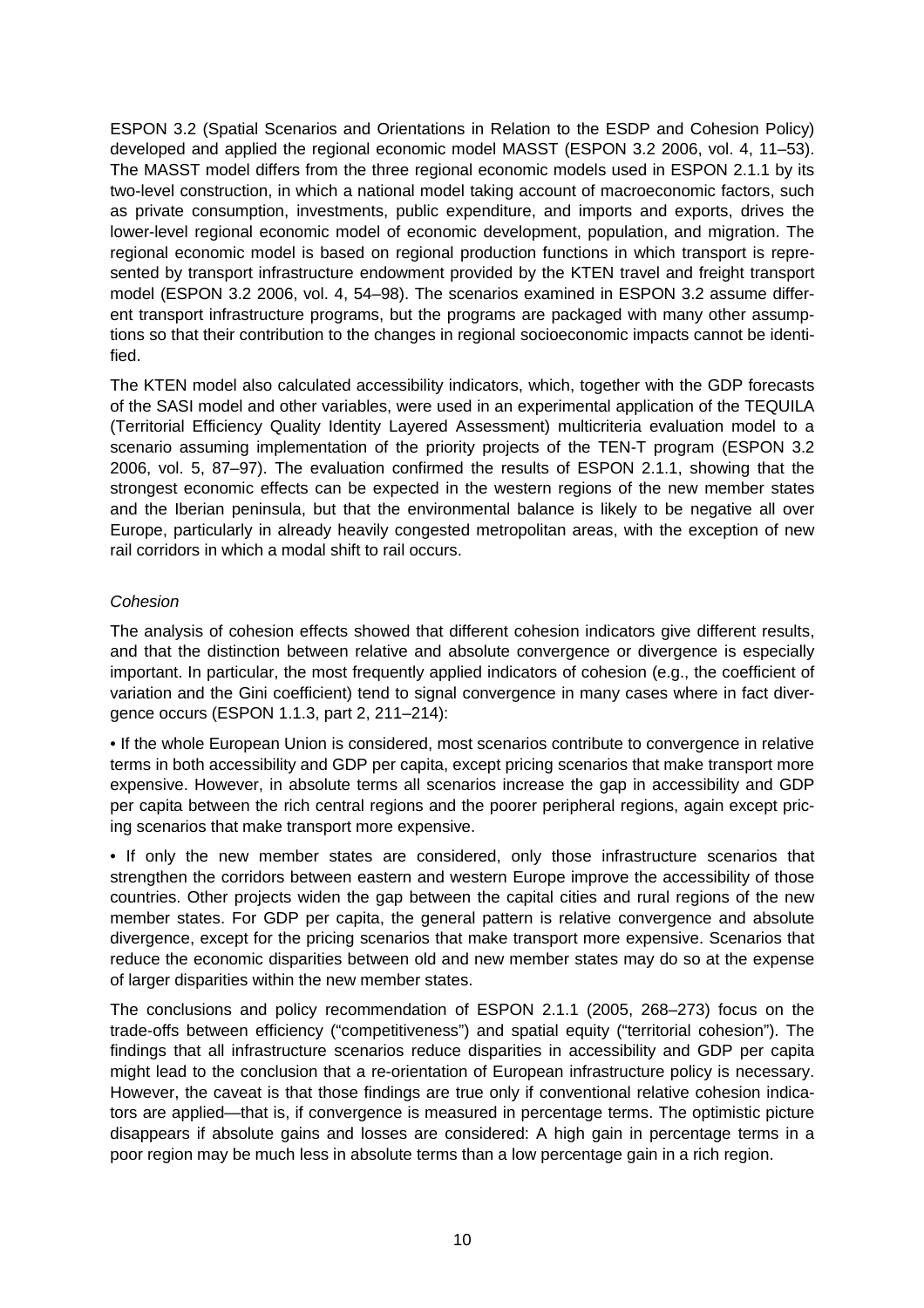ESPON 3.2 (Spatial Scenarios and Orientations in Relation to the ESDP and Cohesion Policy) developed and applied the regional economic model MASST (ESPON 3.2 2006, vol. 4, 11–53). The MASST model differs from the three regional economic models used in ESPON 2.1.1 by its two-level construction, in which a national model taking account of macroeconomic factors, such as private consumption, investments, public expenditure, and imports and exports, drives the lower-level regional economic model of economic development, population, and migration. The regional economic model is based on regional production functions in which transport is represented by transport infrastructure endowment provided by the KTEN travel and freight transport model (ESPON 3.2 2006, vol. 4, 54–98). The scenarios examined in ESPON 3.2 assume different transport infrastructure programs, but the programs are packaged with many other assumptions so that their contribution to the changes in regional socioeconomic impacts cannot be identified.

The KTEN model also calculated accessibility indicators, which, together with the GDP forecasts of the SASI model and other variables, were used in an experimental application of the TEQUILA (Territorial Efficiency Quality Identity Layered Assessment) multicriteria evaluation model to a scenario assuming implementation of the priority projects of the TEN-T program (ESPON 3.2 2006, vol. 5, 87–97). The evaluation confirmed the results of ESPON 2.1.1, showing that the strongest economic effects can be expected in the western regions of the new member states and the Iberian peninsula, but that the environmental balance is likely to be negative all over Europe, particularly in already heavily congested metropolitan areas, with the exception of new rail corridors in which a modal shift to rail occurs.

*Cohesion*

The analysis of cohesion effects showed that different cohesion indicators give different results, and that the distinction between relative and absolute convergence or divergence is especially important. In particular, the most frequently applied indicators of cohesion (e.g., the coefficient of variation and the Gini coefficient) tend to signal convergence in many cases where in fact divergence occurs (ESPON 1.1.3, part 2, 211–214):

- If the whole European Union is considered, most scenarios contribute to convergence in relative terms in both accessibility and GDP per capita, except pricing scenarios that make transport more expensive. However, in absolute terms all scenarios increase the gap in accessibility and GDP per capita between the rich central regions and the poorer peripheral regions, again except pricing scenarios that make transport more expensive.

- If only the new member states are considered, only those infrastructure scenarios that strengthen the corridors between eastern and western Europe improve the accessibility of those countries. Other projects widen the gap between the capital cities and rural regions of the new member states. For GDP per capita, the general pattern is relative convergence and absolute divergence, except for the pricing scenarios that make transport more expensive. Scenarios that reduce the economic disparities between old and new member states may do so at the expense of larger disparities within the new member states.

The conclusions and policy recommendation of ESPON 2.1.1 (2005, 268–273) focus on the trade-offs between efficiency ("competitiveness") and spatial equity ("territorial cohesion"). The findings that all infrastructure scenarios reduce disparities in accessibility and GDP per capita might lead to the conclusion that a re-orientation of European infrastructure policy is necessary. However, the caveat is that those findings are true only if conventional relative cohesion indicators are applied—that is, if convergence is measured in percentage terms. The optimistic picture disappears if absolute gains and losses are considered: A high gain in percentage terms in a poor region may be much less in absolute terms than a low percentage gain in a rich region.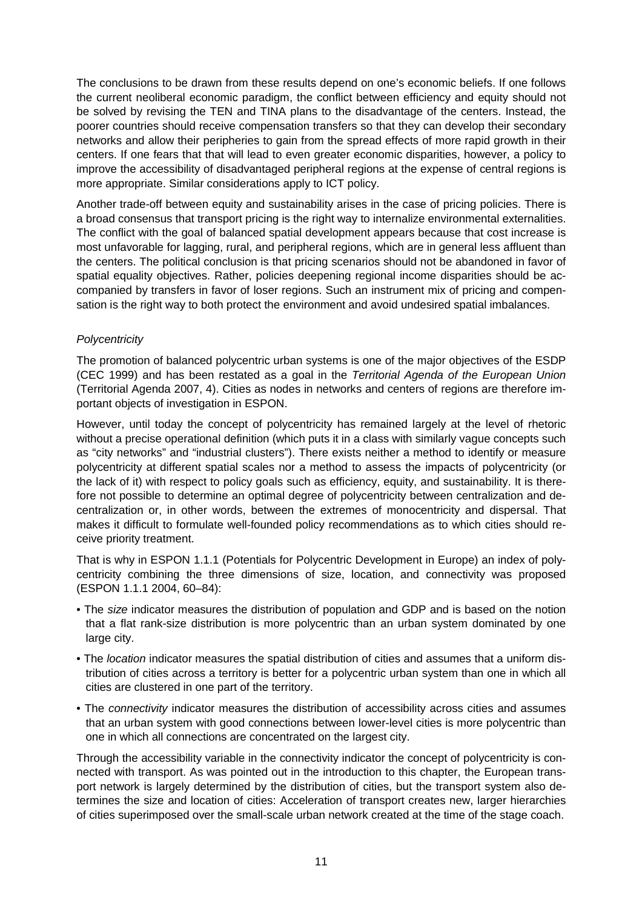The conclusions to be drawn from these results depend on one's economic beliefs. If one follows the current neoliberal economic paradigm, the conflict between efficiency and equity should not be solved by revising the TEN and TINA plans to the disadvantage of the centers. Instead, the poorer countries should receive compensation transfers so that they can develop their secondary networks and allow their peripheries to gain from the spread effects of more rapid growth in their centers. If one fears that that will lead to even greater economic disparities, however, a policy to improve the accessibility of disadvantaged peripheral regions at the expense of central regions is more appropriate. Similar considerations apply to ICT policy.

Another trade-off between equity and sustainability arises in the case of pricing policies. There is a broad consensus that transport pricing is the right way to internalize environmental externalities. The conflict with the goal of balanced spatial development appears because that cost increase is most unfavorable for lagging, rural, and peripheral regions, which are in general less affluent than the centers. The political conclusion is that pricing scenarios should not be abandoned in favor of spatial equality objectives. Rather, policies deepening regional income disparities should be accompanied by transfers in favor of loser regions. Such an instrument mix of pricing and compensation is the right way to both protect the environment and avoid undesired spatial imbalances.

*Polycentricity*

The promotion of balanced polycentric urban systems is one of the major objectives of the ESDP (CEC 1999) and has been restated as a goal in the *Territorial Agenda of the European Union* (Territorial Agenda 2007, 4). Cities as nodes in networks and centers of regions are therefore important objects of investigation in ESPON.

However, until today the concept of polycentricity has remained largely at the level of rhetoric without a precise operational definition (which puts it in a class with similarly vague concepts such as "city networks" and "industrial clusters"). There exists neither a method to identify or measure polycentricity at different spatial scales nor a method to assess the impacts of polycentricity (or the lack of it) with respect to policy goals such as efficiency, equity, and sustainability. It is therefore not possible to determine an optimal degree of polycentricity between centralization and decentralization or, in other words, between the extremes of monocentricity and dispersal. That makes it difficult to formulate well-founded policy recommendations as to which cities should receive priority treatment.

That is why in ESPON 1.1.1 (Potentials for Polycentric Development in Europe) an index of polycentricity combining the three dimensions of size, location, and connectivity was proposed (ESPON 1.1.1 2004, 60–84):

- The *size* indicator measures the distribution of population and GDP and is based on the notion that a flat rank-size distribution is more polycentric than an urban system dominated by one large city.
- The *location* indicator measures the spatial distribution of cities and assumes that a uniform distribution of cities across a territory is better for a polycentric urban system than one in which all cities are clustered in one part of the territory.
- The *connectivity* indicator measures the distribution of accessibility across cities and assumes that an urban system with good connections between lower-level cities is more polycentric than one in which all connections are concentrated on the largest city.

Through the accessibility variable in the connectivity indicator the concept of polycentricity is connected with transport. As was pointed out in the introduction to this chapter, the European transport network is largely determined by the distribution of cities, but the transport system also determines the size and location of cities: Acceleration of transport creates new, larger hierarchies of cities superimposed over the small-scale urban network created at the time of the stage coach.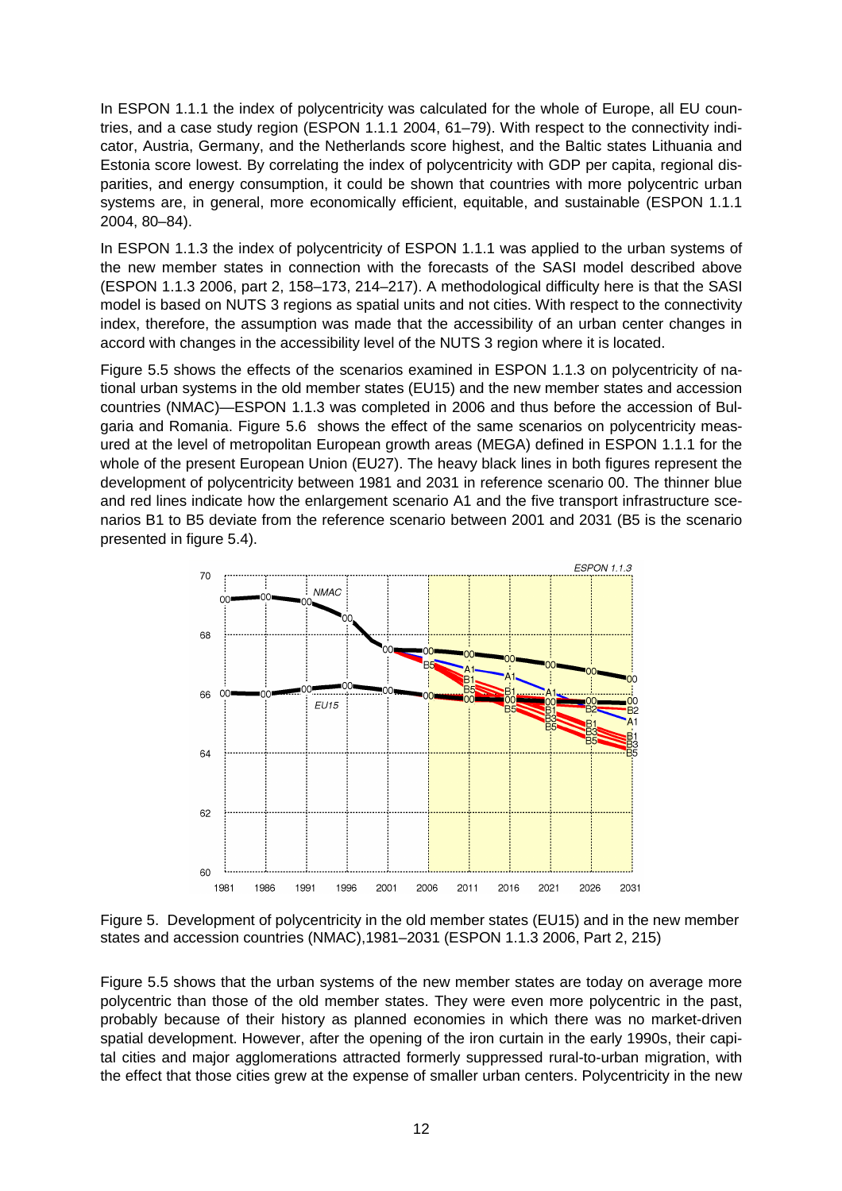In ESPON 1.1.1 the index of polycentricity was calculated for the whole of Europe, all EU countries, and a case study region (ESPON 1.1.1 2004, 61–79). With respect to the connectivity indicator, Austria, Germany, and the Netherlands score highest, and the Baltic states Lithuania and Estonia score lowest. By correlating the index of polycentricity with GDP per capita, regional disparities, and energy consumption, it could be shown that countries with more polycentric urban systems are, in general, more economically efficient, equitable, and sustainable (ESPON 1.1.1 2004, 80–84).

In ESPON 1.1.3 the index of polycentricity of ESPON 1.1.1 was applied to the urban systems of the new member states in connection with the forecasts of the SASI model described above (ESPON 1.1.3 2006, part 2, 158–173, 214–217). A methodological difficulty here is that the SASI model is based on NUTS 3 regions as spatial units and not cities. With respect to the connectivity index, therefore, the assumption was made that the accessibility of an urban center changes in accord with changes in the accessibility level of the NUTS 3 region where it is located.

Figure 5.5 shows the effects of the scenarios examined in ESPON 1.1.3 on polycentricity of national urban systems in the old member states (EU15) and the new member states and accession countries (NMAC)—ESPON 1.1.3 was completed in 2006 and thus before the accession of Bulgaria and Romania. Figure 5.6 shows the effect of the same scenarios on polycentricity measured at the level of metropolitan European growth areas (MEGA) defined in ESPON 1.1.1 for the whole of the present European Union (EU27). The heavy black lines in both figures represent the development of polycentricity between 1981 and 2031 in reference scenario 00. The thinner blue and red lines indicate how the enlargement scenario A1 and the five transport infrastructure scenarios B1 to B5 deviate from the reference scenario between 2001 and 2031 (B5 is the scenario presented in figure 5.4).

Figure 5. Development of polycentricity in the old member states (EU15) and in the new member states and accession countries (NMAC),1981–2031 (ESPON 1.1.3 2006, Part 2, 215)

Figure 5.5 shows that the urban systems of the new member states are today on average more polycentric than those of the old member states. They were even more polycentric in the past, probably because of their history as planned economies in which there was no market-driven spatial development. However, after the opening of the iron curtain in the early 1990s, their capital cities and major agglomerations attracted formerly suppressed rural-to-urban migration, with the effect that those cities grew at the expense of smaller urban centers. Polycentricity in the new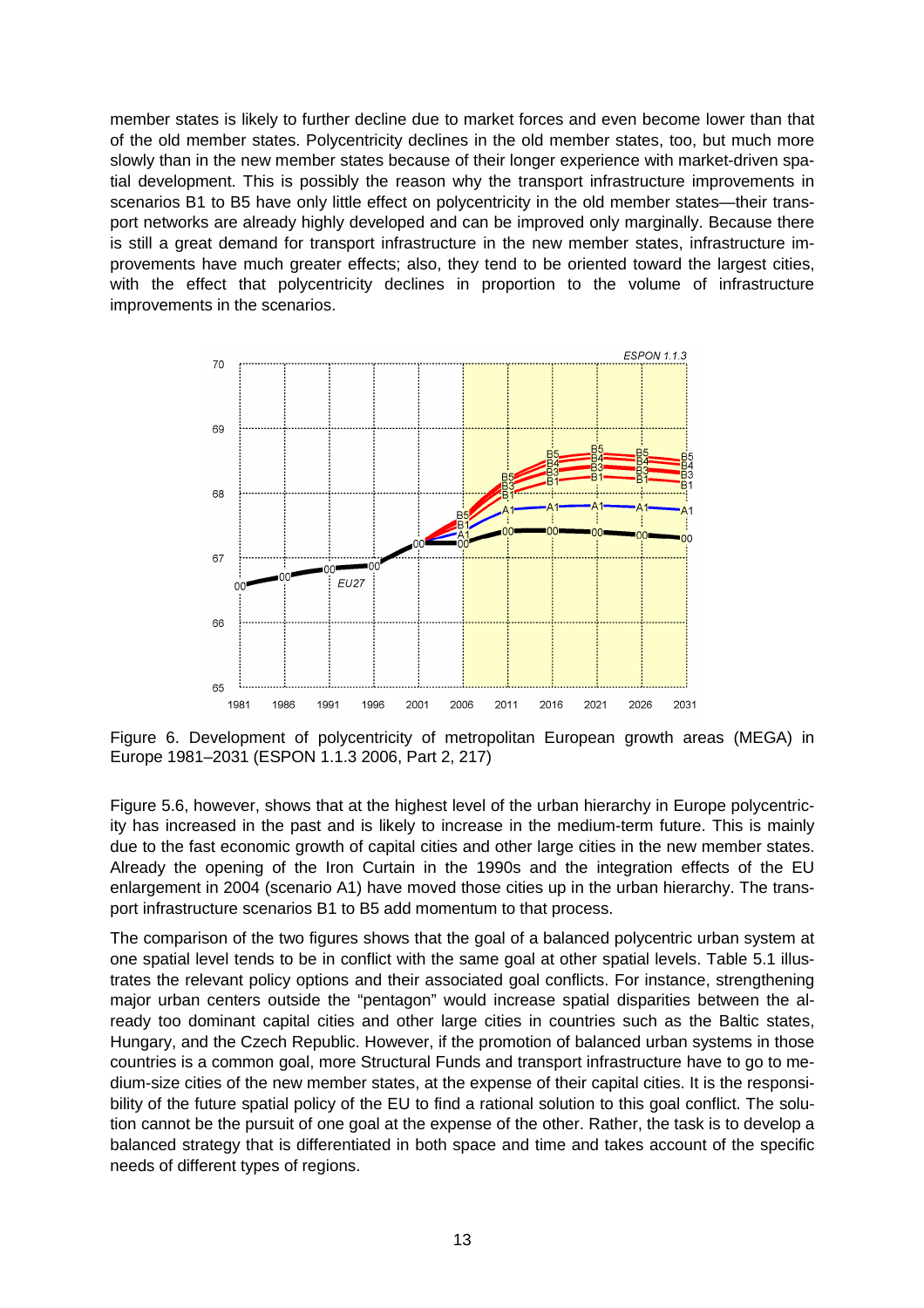member states is likely to further decline due to market forces and even become lower than that of the old member states. Polycentricity declines in the old member states, too, but much more slowly than in the new member states because of their longer experience with market-driven spatial development. This is possibly the reason why the transport infrastructure improvements in scenarios B1 to B5 have only little effect on polycentricity in the old member states—their transport networks are already highly developed and can be improved only marginally. Because there is still a great demand for transport infrastructure in the new member states, infrastructure improvements have much greater effects; also, they tend to be oriented toward the largest cities, with the effect that polycentricity declines in proportion to the volume of infrastructure improvements in the scenarios.

Figure 6. Development of polycentricity of metropolitan European growth areas (MEGA) in Europe 1981–2031 (ESPON 1.1.3 2006, Part 2, 217)

Figure 5.6, however, shows that at the highest level of the urban hierarchy in Europe polycentricity has increased in the past and is likely to increase in the medium-term future. This is mainly due to the fast economic growth of capital cities and other large cities in the new member states. Already the opening of the Iron Curtain in the 1990s and the integration effects of the EU enlargement in 2004 (scenario A1) have moved those cities up in the urban hierarchy. The transport infrastructure scenarios B1 to B5 add momentum to that process.

The comparison of the two figures shows that the goal of a balanced polycentric urban system at one spatial level tends to be in conflict with the same goal at other spatial levels. Table 5.1 illustrates the relevant policy options and their associated goal conflicts. For instance, strengthening major urban centers outside the "pentagon" would increase spatial disparities between the already too dominant capital cities and other large cities in countries such as the Baltic states, Hungary, and the Czech Republic. However, if the promotion of balanced urban systems in those countries is a common goal, more Structural Funds and transport infrastructure have to go to medium-size cities of the new member states, at the expense of their capital cities. It is the responsibility of the future spatial policy of the EU to find a rational solution to this goal conflict. The solution cannot be the pursuit of one goal at the expense of the other. Rather, the task is to develop a balanced strategy that is differentiated in both space and time and takes account of the specific needs of different types of regions.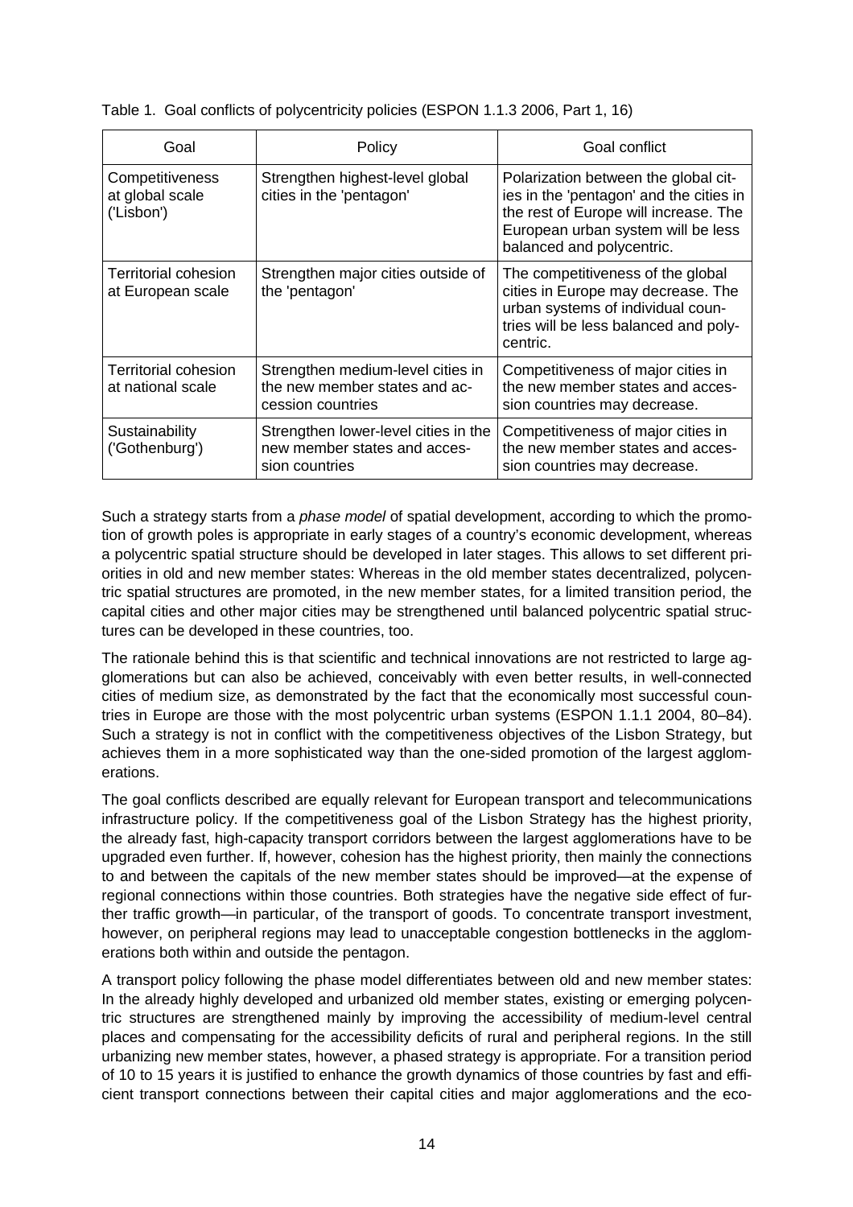Table 1. Goal conflicts of polycentricity policies (ESPON 1.1.3 2006, Part 1, 16)

| Goal | Policy | Goal conflict |
|---|---|---|
| Competitiveness at global scale ('Lisbon') | Strengthen highest-level global cities in the 'pentagon' | Polarization between the global cities in the 'pentagon' and the cities in the rest of Europe will increase. The European urban system will be less balanced and polycentric. |
| Territorial cohesion at European scale | Strengthen major cities outside of the 'pentagon' | The competitiveness of the global cities in Europe may decrease. The urban systems of individual countries will be less balanced and polycentric. |
| Territorial cohesion at national scale | Strengthen medium-level cities in the new member states and accession countries | Competitiveness of major cities in the new member states and accession countries may decrease. |
| Sustainability ('Gothenburg') | Strengthen lower-level cities in the new member states and accession countries | Competitiveness of major cities in the new member states and accession countries may decrease. |

Such a strategy starts from a *phase model* of spatial development, according to which the promotion of growth poles is appropriate in early stages of a country's economic development, whereas a polycentric spatial structure should be developed in later stages. This allows to set different priorities in old and new member states: Whereas in the old member states decentralized, polycentric spatial structures are promoted, in the new member states, for a limited transition period, the capital cities and other major cities may be strengthened until balanced polycentric spatial structures can be developed in these countries, too.

The rationale behind this is that scientific and technical innovations are not restricted to large agglomerations but can also be achieved, conceivably with even better results, in well-connected cities of medium size, as demonstrated by the fact that the economically most successful countries in Europe are those with the most polycentric urban systems (ESPON 1.1.1 2004, 80–84). Such a strategy is not in conflict with the competitiveness objectives of the Lisbon Strategy, but achieves them in a more sophisticated way than the one-sided promotion of the largest agglomerations.

The goal conflicts described are equally relevant for European transport and telecommunications infrastructure policy. If the competitiveness goal of the Lisbon Strategy has the highest priority, the already fast, high-capacity transport corridors between the largest agglomerations have to be upgraded even further. If, however, cohesion has the highest priority, then mainly the connections to and between the capitals of the new member states should be improved—at the expense of regional connections within those countries. Both strategies have the negative side effect of further traffic growth—in particular, of the transport of goods. To concentrate transport investment, however, on peripheral regions may lead to unacceptable congestion bottlenecks in the agglomerations both within and outside the pentagon.

A transport policy following the phase model differentiates between old and new member states: In the already highly developed and urbanized old member states, existing or emerging polycentric structures are strengthened mainly by improving the accessibility of medium-level central places and compensating for the accessibility deficits of rural and peripheral regions. In the still urbanizing new member states, however, a phased strategy is appropriate. For a transition period of 10 to 15 years it is justified to enhance the growth dynamics of those countries by fast and efficient transport connections between their capital cities and major agglomerations and the eco-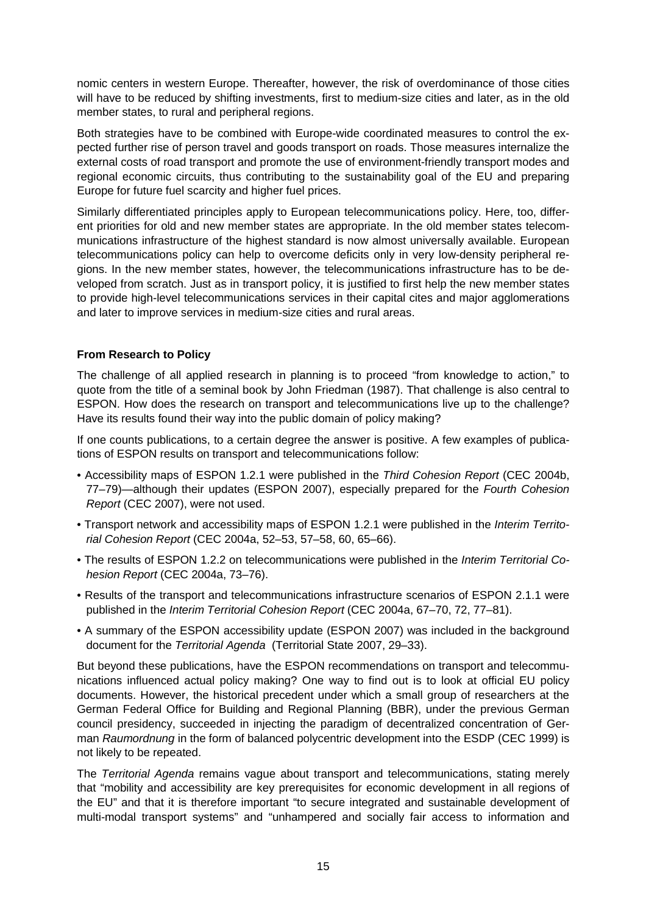nomic centers in western Europe. Thereafter, however, the risk of overdominance of those cities will have to be reduced by shifting investments, first to medium-size cities and later, as in the old member states, to rural and peripheral regions.

Both strategies have to be combined with Europe-wide coordinated measures to control the expected further rise of person travel and goods transport on roads. Those measures internalize the external costs of road transport and promote the use of environment-friendly transport modes and regional economic circuits, thus contributing to the sustainability goal of the EU and preparing Europe for future fuel scarcity and higher fuel prices.

Similarly differentiated principles apply to European telecommunications policy. Here, too, different priorities for old and new member states are appropriate. In the old member states telecommunications infrastructure of the highest standard is now almost universally available. European telecommunications policy can help to overcome deficits only in very low-density peripheral regions. In the new member states, however, the telecommunications infrastructure has to be developed from scratch. Just as in transport policy, it is justified to first help the new member states to provide high-level telecommunications services in their capital cites and major agglomerations and later to improve services in medium-size cities and rural areas.

**From Research to Policy**

The challenge of all applied research in planning is to proceed "from knowledge to action," to quote from the title of a seminal book by John Friedman (1987). That challenge is also central to ESPON. How does the research on transport and telecommunications live up to the challenge? Have its results found their way into the public domain of policy making?

If one counts publications, to a certain degree the answer is positive. A few examples of publications of ESPON results on transport and telecommunications follow:

- Accessibility maps of ESPON 1.2.1 were published in the *Third Cohesion Report* (CEC 2004b, 77–79)—although their updates (ESPON 2007), especially prepared for the *Fourth Cohesion Report* (CEC 2007), were not used.
- Transport network and accessibility maps of ESPON 1.2.1 were published in the *Interim Territorial Cohesion Report* (CEC 2004a, 52–53, 57–58, 60, 65–66).
- The results of ESPON 1.2.2 on telecommunications were published in the *Interim Territorial Cohesion Report* (CEC 2004a, 73–76).
- Results of the transport and telecommunications infrastructure scenarios of ESPON 2.1.1 were published in the *Interim Territorial Cohesion Report* (CEC 2004a, 67–70, 72, 77–81).
- A summary of the ESPON accessibility update (ESPON 2007) was included in the background document for the *Territorial Agenda* (Territorial State 2007, 29–33).

But beyond these publications, have the ESPON recommendations on transport and telecommunications influenced actual policy making? One way to find out is to look at official EU policy documents. However, the historical precedent under which a small group of researchers at the German Federal Office for Building and Regional Planning (BBR), under the previous German council presidency, succeeded in injecting the paradigm of decentralized concentration of German *Raumordnung* in the form of balanced polycentric development into the ESDP (CEC 1999) is not likely to be repeated.

The *Territorial Agenda* remains vague about transport and telecommunications, stating merely that "mobility and accessibility are key prerequisites for economic development in all regions of the EU" and that it is therefore important "to secure integrated and sustainable development of multi-modal transport systems" and "unhampered and socially fair access to information and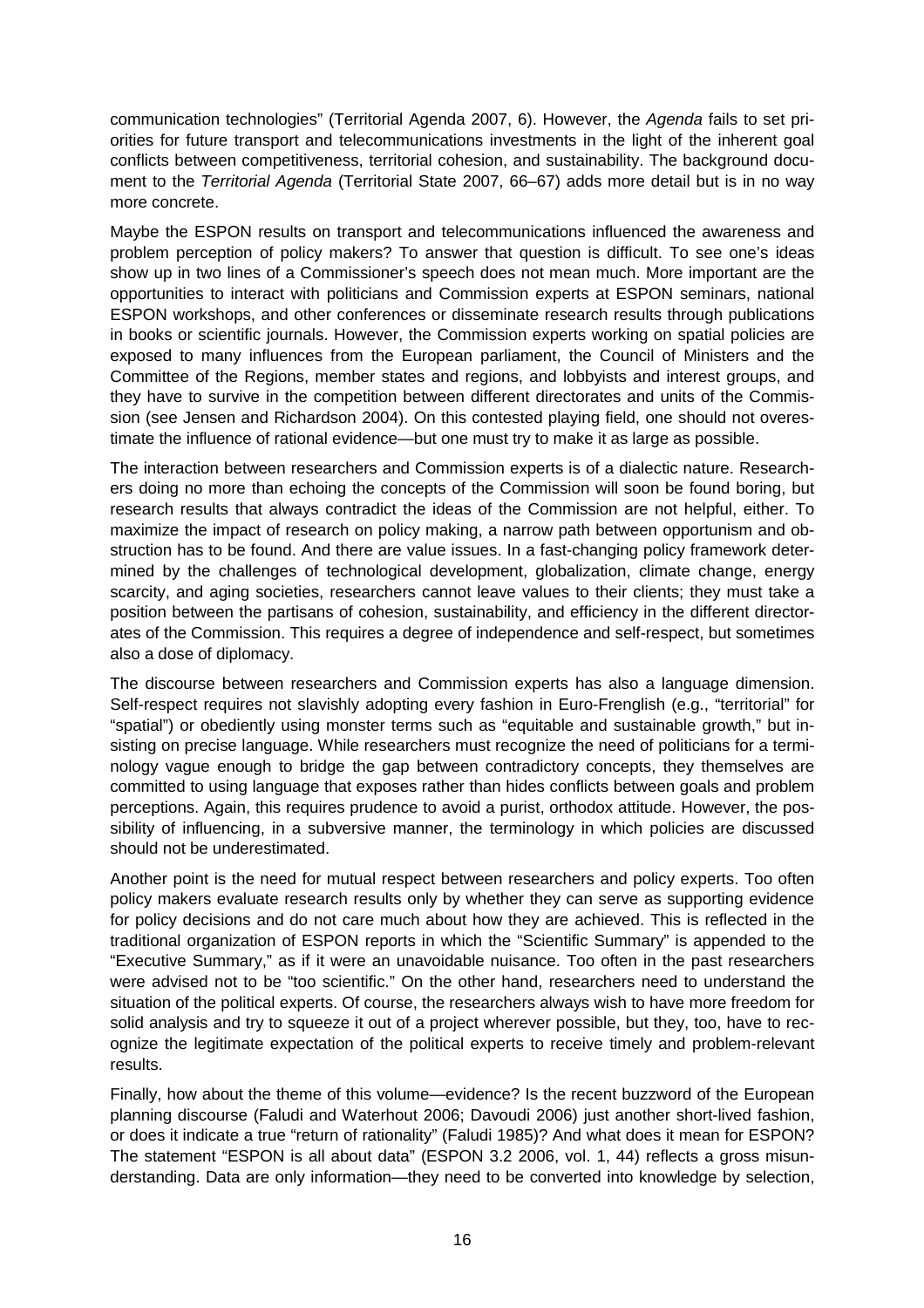communication technologies" (Territorial Agenda 2007, 6). However, the *Agenda* fails to set priorities for future transport and telecommunications investments in the light of the inherent goal conflicts between competitiveness, territorial cohesion, and sustainability. The background document to the *Territorial Agenda* (Territorial State 2007, 66–67) adds more detail but is in no way more concrete.

Maybe the ESPON results on transport and telecommunications influenced the awareness and problem perception of policy makers? To answer that question is difficult. To see one's ideas show up in two lines of a Commissioner's speech does not mean much. More important are the opportunities to interact with politicians and Commission experts at ESPON seminars, national ESPON workshops, and other conferences or disseminate research results through publications in books or scientific journals. However, the Commission experts working on spatial policies are exposed to many influences from the European parliament, the Council of Ministers and the Committee of the Regions, member states and regions, and lobbyists and interest groups, and they have to survive in the competition between different directorates and units of the Commission (see Jensen and Richardson 2004). On this contested playing field, one should not overestimate the influence of rational evidence—but one must try to make it as large as possible.

The interaction between researchers and Commission experts is of a dialectic nature. Researchers doing no more than echoing the concepts of the Commission will soon be found boring, but research results that always contradict the ideas of the Commission are not helpful, either. To maximize the impact of research on policy making, a narrow path between opportunism and obstruction has to be found. And there are value issues. In a fast-changing policy framework determined by the challenges of technological development, globalization, climate change, energy scarcity, and aging societies, researchers cannot leave values to their clients; they must take a position between the partisans of cohesion, sustainability, and efficiency in the different directorates of the Commission. This requires a degree of independence and self-respect, but sometimes also a dose of diplomacy.

The discourse between researchers and Commission experts has also a language dimension. Self-respect requires not slavishly adopting every fashion in Euro-Frenglish (e.g., "territorial" for "spatial") or obediently using monster terms such as "equitable and sustainable growth," but insisting on precise language. While researchers must recognize the need of politicians for a terminology vague enough to bridge the gap between contradictory concepts, they themselves are committed to using language that exposes rather than hides conflicts between goals and problem perceptions. Again, this requires prudence to avoid a purist, orthodox attitude. However, the possibility of influencing, in a subversive manner, the terminology in which policies are discussed should not be underestimated.

Another point is the need for mutual respect between researchers and policy experts. Too often policy makers evaluate research results only by whether they can serve as supporting evidence for policy decisions and do not care much about how they are achieved. This is reflected in the traditional organization of ESPON reports in which the "Scientific Summary" is appended to the "Executive Summary," as if it were an unavoidable nuisance. Too often in the past researchers were advised not to be "too scientific." On the other hand, researchers need to understand the situation of the political experts. Of course, the researchers always wish to have more freedom for solid analysis and try to squeeze it out of a project wherever possible, but they, too, have to recognize the legitimate expectation of the political experts to receive timely and problem-relevant results.

Finally, how about the theme of this volume—evidence? Is the recent buzzword of the European planning discourse (Faludi and Waterhout 2006; Davoudi 2006) just another short-lived fashion, or does it indicate a true "return of rationality" (Faludi 1985)? And what does it mean for ESPON? The statement "ESPON is all about data" (ESPON 3.2 2006, vol. 1, 44) reflects a gross misunderstanding. Data are only information—they need to be converted into knowledge by selection,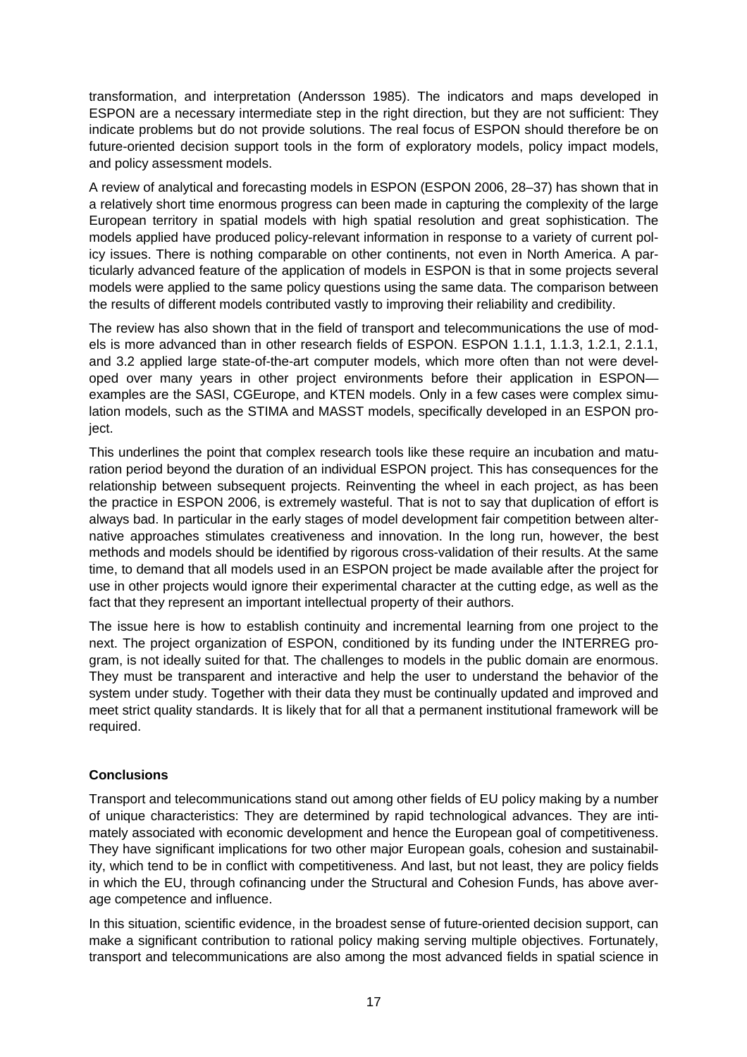transformation, and interpretation (Andersson 1985). The indicators and maps developed in ESPON are a necessary intermediate step in the right direction, but they are not sufficient: They indicate problems but do not provide solutions. The real focus of ESPON should therefore be on future-oriented decision support tools in the form of exploratory models, policy impact models, and policy assessment models.

A review of analytical and forecasting models in ESPON (ESPON 2006, 28–37) has shown that in a relatively short time enormous progress can been made in capturing the complexity of the large European territory in spatial models with high spatial resolution and great sophistication. The models applied have produced policy-relevant information in response to a variety of current policy issues. There is nothing comparable on other continents, not even in North America. A particularly advanced feature of the application of models in ESPON is that in some projects several models were applied to the same policy questions using the same data. The comparison between the results of different models contributed vastly to improving their reliability and credibility.

The review has also shown that in the field of transport and telecommunications the use of models is more advanced than in other research fields of ESPON. ESPON 1.1.1, 1.1.3, 1.2.1, 2.1.1, and 3.2 applied large state-of-the-art computer models, which more often than not were developed over many years in other project environments before their application in ESPON—examples are the SASI, CGEurope, and KTEN models. Only in a few cases were complex simulation models, such as the STIMA and MASST models, specifically developed in an ESPON project.

This underlines the point that complex research tools like these require an incubation and maturation period beyond the duration of an individual ESPON project. This has consequences for the relationship between subsequent projects. Reinventing the wheel in each project, as has been the practice in ESPON 2006, is extremely wasteful. That is not to say that duplication of effort is always bad. In particular in the early stages of model development fair competition between alternative approaches stimulates creativeness and innovation. In the long run, however, the best methods and models should be identified by rigorous cross-validation of their results. At the same time, to demand that all models used in an ESPON project be made available after the project for use in other projects would ignore their experimental character at the cutting edge, as well as the fact that they represent an important intellectual property of their authors.

The issue here is how to establish continuity and incremental learning from one project to the next. The project organization of ESPON, conditioned by its funding under the INTERREG program, is not ideally suited for that. The challenges to models in the public domain are enormous. They must be transparent and interactive and help the user to understand the behavior of the system under study. Together with their data they must be continually updated and improved and meet strict quality standards. It is likely that for all that a permanent institutional framework will be required.

## Conclusions

Transport and telecommunications stand out among other fields of EU policy making by a number of unique characteristics: They are determined by rapid technological advances. They are intimately associated with economic development and hence the European goal of competitiveness. They have significant implications for two other major European goals, cohesion and sustainability, which tend to be in conflict with competitiveness. And last, but not least, they are policy fields in which the EU, through cofinancing under the Structural and Cohesion Funds, has above average competence and influence.

In this situation, scientific evidence, in the broadest sense of future-oriented decision support, can make a significant contribution to rational policy making serving multiple objectives. Fortunately, transport and telecommunications are also among the most advanced fields in spatial science in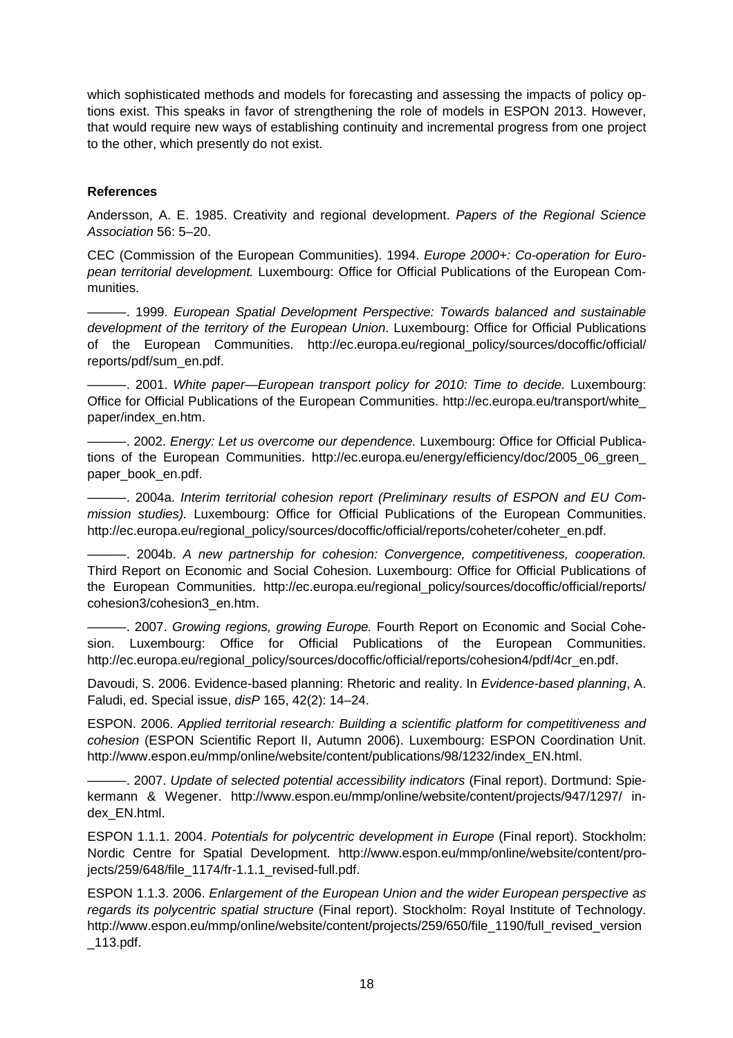which sophisticated methods and models for forecasting and assessing the impacts of policy options exist. This speaks in favor of strengthening the role of models in ESPON 2013. However, that would require new ways of establishing continuity and incremental progress from one project to the other, which presently do not exist.

**References**

Andersson, A. E. 1985. Creativity and regional development. *Papers of the Regional Science Association* 56: 5–20.

CEC (Commission of the European Communities). 1994. *Europe 2000+: Co-operation for European territorial development.* Luxembourg: Office for Official Publications of the European Communities.

———. 1999. *European Spatial Development Perspective: Towards balanced and sustainable development of the territory of the European Union*. Luxembourg: Office for Official Publications of the European Communities. http://ec.europa.eu/regional_policy/sources/docoffic/official/reports/pdf/sum_en.pdf.

———. 2001. *White paper—European transport policy for 2010: Time to decide.* Luxembourg: Office for Official Publications of the European Communities. http://ec.europa.eu/transport/white_paper/index_en.htm.

———. 2002. *Energy: Let us overcome our dependence.* Luxembourg: Office for Official Publications of the European Communities. http://ec.europa.eu/energy/efficiency/doc/2005_06_green_paper_book_en.pdf.

———. 2004a. *Interim territorial cohesion report (Preliminary results of ESPON and EU Commission studies).* Luxembourg: Office for Official Publications of the European Communities. http://ec.europa.eu/regional_policy/sources/docoffic/official/reports/coheter/coheter_en.pdf.

———. 2004b. *A new partnership for cohesion: Convergence, competitiveness, cooperation.* Third Report on Economic and Social Cohesion. Luxembourg: Office for Official Publications of the European Communities. http://ec.europa.eu/regional_policy/sources/docoffic/official/reports/cohesion3/cohesion3_en.htm.

———. 2007. *Growing regions, growing Europe.* Fourth Report on Economic and Social Cohesion. Luxembourg: Office for Official Publications of the European Communities. http://ec.europa.eu/regional_policy/sources/docoffic/official/reports/cohesion4/pdf/4cr_en.pdf.

Davoudi, S. 2006. Evidence-based planning: Rhetoric and reality. In *Evidence-based planning*, A. Faludi, ed. Special issue, *disP* 165, 42(2): 14–24.

ESPON. 2006. *Applied territorial research: Building a scientific platform for competitiveness and cohesion* (ESPON Scientific Report II, Autumn 2006). Luxembourg: ESPON Coordination Unit. http://www.espon.eu/mmp/online/website/content/publications/98/1232/index_EN.html.

———. 2007. *Update of selected potential accessibility indicators* (Final report). Dortmund: Spiekermann & Wegener. http://www.espon.eu/mmp/online/website/content/projects/947/1297/index_EN.html.

ESPON 1.1.1. 2004. *Potentials for polycentric development in Europe* (Final report). Stockholm: Nordic Centre for Spatial Development. http://www.espon.eu/mmp/online/website/content/projects/259/648/file_1174/fr-1.1.1_revised-full.pdf.

ESPON 1.1.3. 2006. *Enlargement of the European Union and the wider European perspective as regards its polycentric spatial structure* (Final report). Stockholm: Royal Institute of Technology. http://www.espon.eu/mmp/online/website/content/projects/259/650/file_1190/full_revised_version_113.pdf.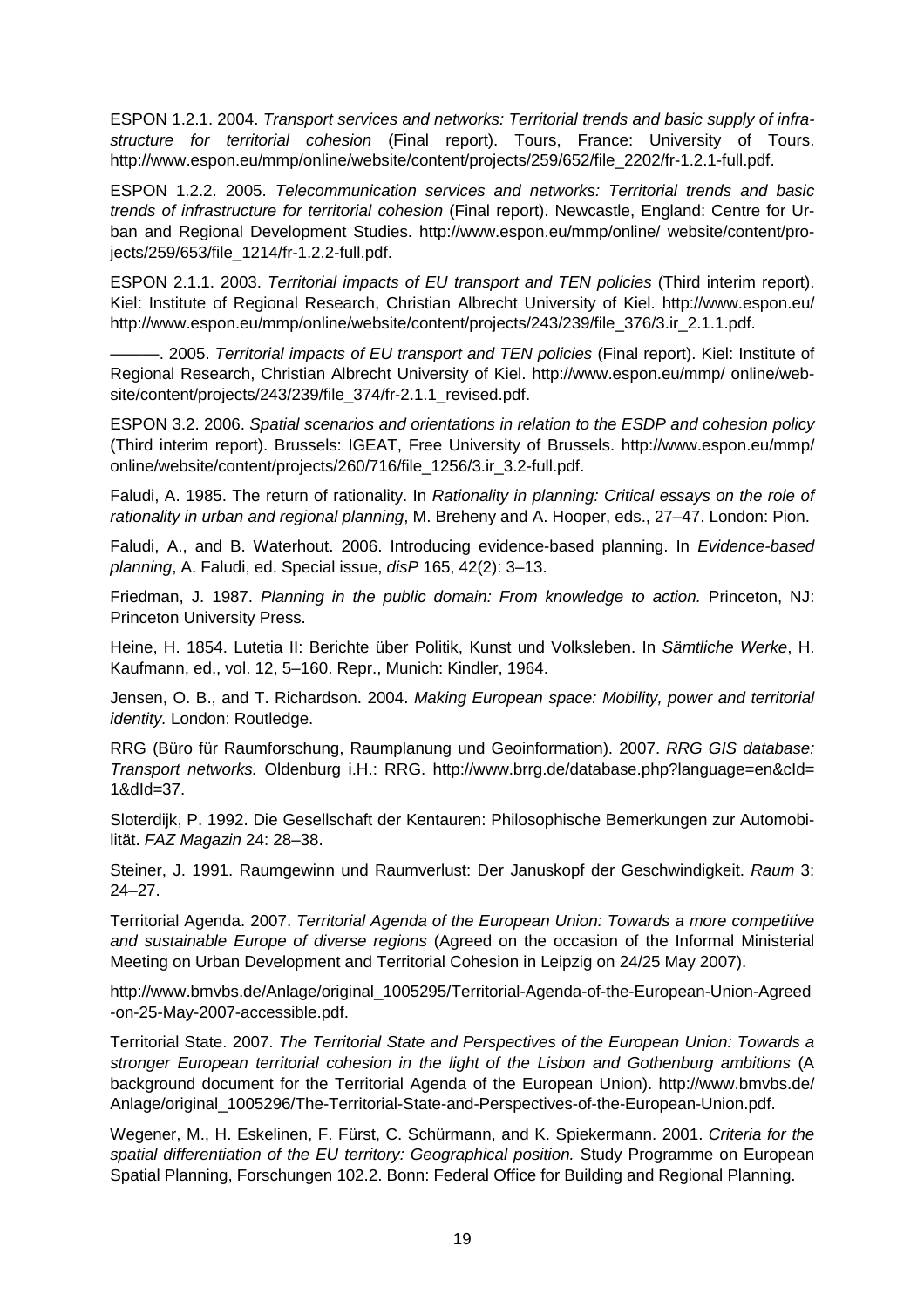ESPON 1.2.1. 2004. *Transport services and networks: Territorial trends and basic supply of infrastructure for territorial cohesion* (Final report). Tours, France: University of Tours. http://www.espon.eu/mmp/online/website/content/projects/259/652/file_2202/fr-1.2.1-full.pdf.

ESPON 1.2.2. 2005. *Telecommunication services and networks: Territorial trends and basic trends of infrastructure for territorial cohesion* (Final report). Newcastle, England: Centre for Urban and Regional Development Studies. http://www.espon.eu/mmp/online/ website/content/projects/259/653/file_1214/fr-1.2.2-full.pdf.

ESPON 2.1.1. 2003. *Territorial impacts of EU transport and TEN policies* (Third interim report). Kiel: Institute of Regional Research, Christian Albrecht University of Kiel. http://www.espon.eu/ http://www.espon.eu/mmp/online/website/content/projects/243/239/file_376/3.ir_2.1.1.pdf.

———. 2005. *Territorial impacts of EU transport and TEN policies* (Final report). Kiel: Institute of Regional Research, Christian Albrecht University of Kiel. http://www.espon.eu/mmp/ online/website/content/projects/243/239/file_374/fr-2.1.1_revised.pdf.

ESPON 3.2. 2006. *Spatial scenarios and orientations in relation to the ESDP and cohesion policy* (Third interim report). Brussels: IGEAT, Free University of Brussels. http://www.espon.eu/mmp/ online/website/content/projects/260/716/file_1256/3.ir_3.2-full.pdf.

Faludi, A. 1985. The return of rationality. In *Rationality in planning: Critical essays on the role of rationality in urban and regional planning*, M. Breheny and A. Hooper, eds., 27–47. London: Pion.

Faludi, A., and B. Waterhout. 2006. Introducing evidence-based planning. In *Evidence-based planning*, A. Faludi, ed. Special issue, *disP* 165, 42(2): 3–13.

Friedman, J. 1987. *Planning in the public domain: From knowledge to action.* Princeton, NJ: Princeton University Press.

Heine, H. 1854. Lutetia II: Berichte über Politik, Kunst und Volksleben. In *Sämtliche Werke*, H. Kaufmann, ed., vol. 12, 5–160. Repr., Munich: Kindler, 1964.

Jensen, O. B., and T. Richardson. 2004. *Making European space: Mobility, power and territorial identity.* London: Routledge.

RRG (Büro für Raumforschung, Raumplanung und Geoinformation). 2007. *RRG GIS database: Transport networks.* Oldenburg i.H.: RRG. http://www.brrg.de/database.php?language=en&cId=1&dId=37.

Sloterdijk, P. 1992. Die Gesellschaft der Kentauren: Philosophische Bemerkungen zur Automobilität. *FAZ Magazin* 24: 28–38.

Steiner, J. 1991. Raumgewinn und Raumverlust: Der Januskopf der Geschwindigkeit. *Raum* 3: 24–27.

Territorial Agenda. 2007. *Territorial Agenda of the European Union: Towards a more competitive and sustainable Europe of diverse regions* (Agreed on the occasion of the Informal Ministerial Meeting on Urban Development and Territorial Cohesion in Leipzig on 24/25 May 2007).

http://www.bmvbs.de/Anlage/original_1005295/Territorial-Agenda-of-the-European-Union-Agreed-on-25-May-2007-accessible.pdf.

Territorial State. 2007. *The Territorial State and Perspectives of the European Union: Towards a stronger European territorial cohesion in the light of the Lisbon and Gothenburg ambitions* (A background document for the Territorial Agenda of the European Union). http://www.bmvbs.de/ Anlage/original_1005296/The-Territorial-State-and-Perspectives-of-the-European-Union.pdf.

Wegener, M., H. Eskelinen, F. Fürst, C. Schürmann, and K. Spiekermann. 2001. *Criteria for the spatial differentiation of the EU territory: Geographical position.* Study Programme on European Spatial Planning, Forschungen 102.2. Bonn: Federal Office for Building and Regional Planning.